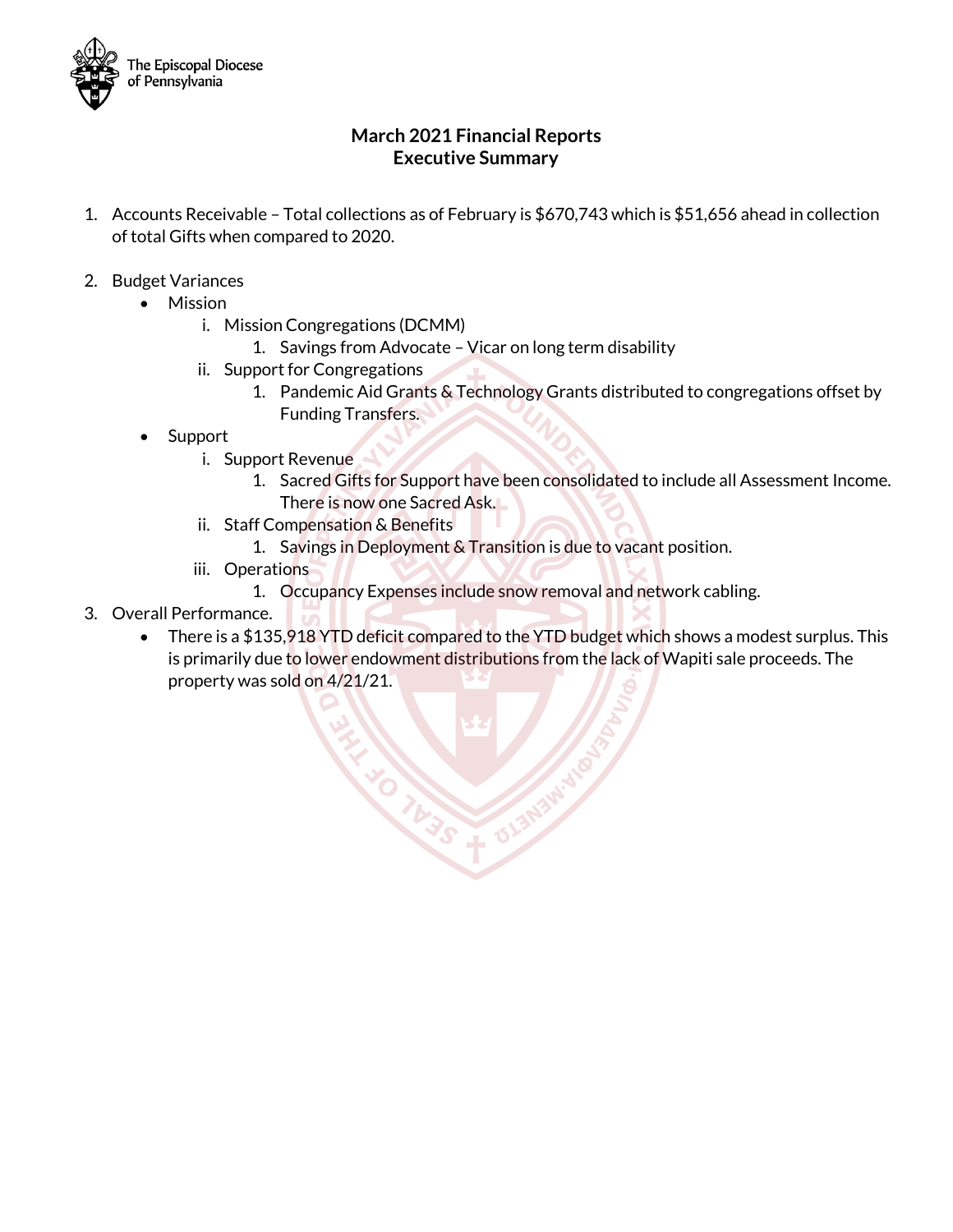The Episcopal Diocese of Pennsylvania

# March 2021 Financial Reports
## Executive Summary

1. Accounts Receivable – Total collections as of February is $670,743 which is $51,656 ahead in collection of total Gifts when compared to 2020.

2. Budget Variances
   - Mission
     - i. Mission Congregations (DCMM)
       1. Savings from Advocate – Vicar on long term disability
     - ii. Support for Congregations
       1. Pandemic Aid Grants & Technology Grants distributed to congregations offset by Funding Transfers.
   - Support
     - i. Support Revenue
       1. Sacred Gifts for Support have been consolidated to include all Assessment Income. There is now one Sacred Ask.
     - ii. Staff Compensation & Benefits
       1. Savings in Deployment & Transition is due to vacant position.
     - iii. Operations
       1. Occupancy Expenses include snow removal and network cabling.

3. Overall Performance.
   - There is a $135,918 YTD deficit compared to the YTD budget which shows a modest surplus. This is primarily due to lower endowment distributions from the lack of Wapiti sale proceeds. The property was sold on 4/21/21.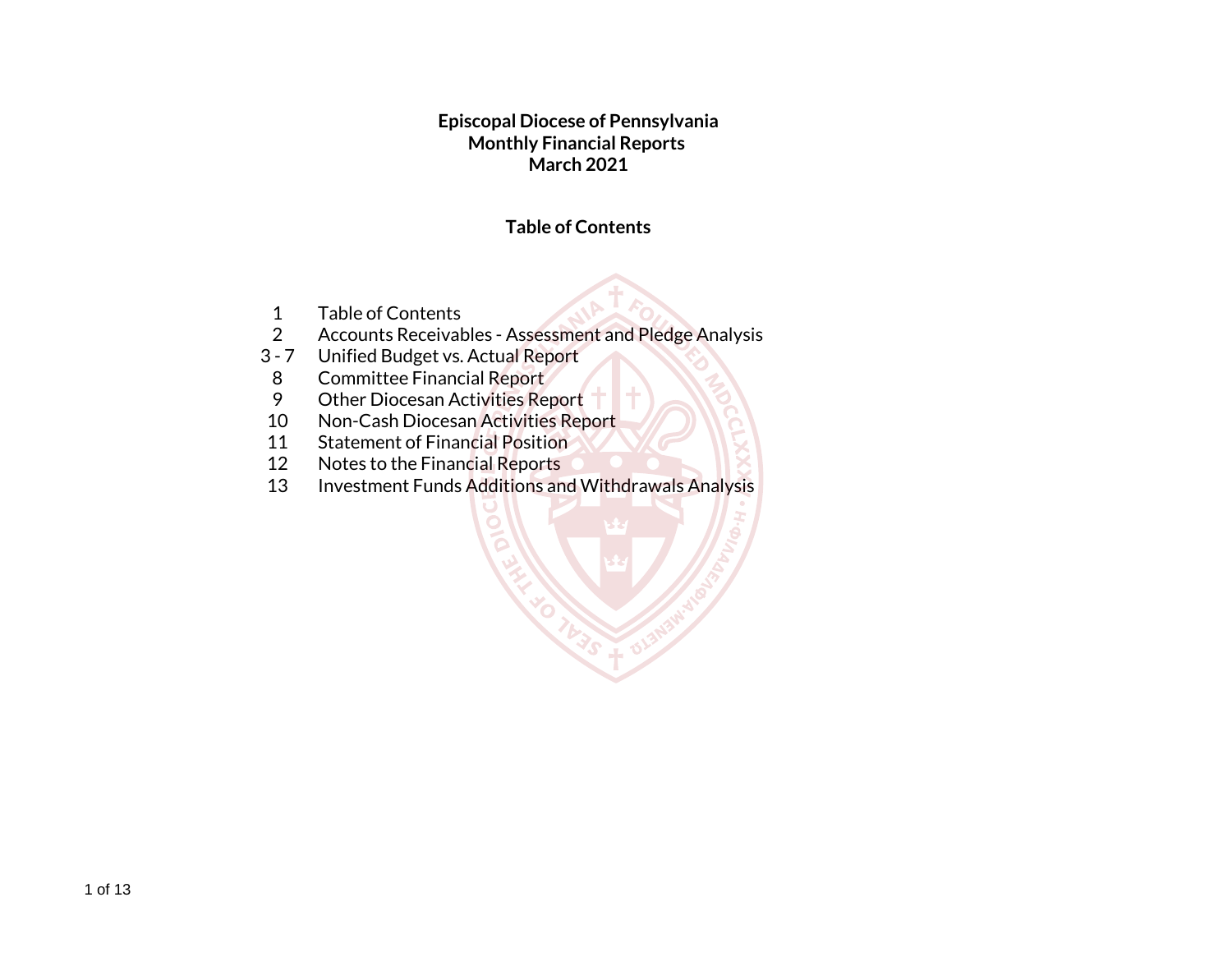**Episcopal Diocese of Pennsylvania**
**Monthly Financial Reports**
**March 2021**

## Table of Contents

| | |
|---|---|
| 1 | Table of Contents |
| 2 | Accounts Receivables - Assessment and Pledge Analysis |
| 3 - 7 | Unified Budget vs. Actual Report |
| 8 | Committee Financial Report |
| 9 | Other Diocesan Activities Report |
| 10 | Non-Cash Diocesan Activities Report |
| 11 | Statement of Financial Position |
| 12 | Notes to the Financial Reports |
| 13 | Investment Funds Additions and Withdrawals Analysis |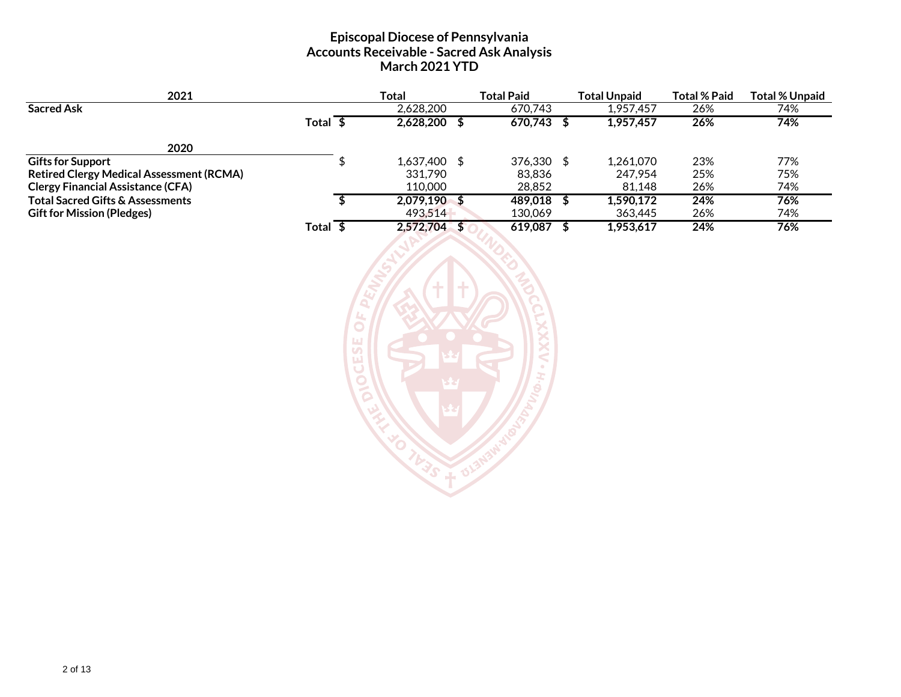# Episcopal Diocese of Pennsylvania
## Accounts Receivable - Sacred Ask Analysis
## March 2021 YTD

| 2021 | | Total | Total Paid | Total Unpaid | Total % Paid | Total % Unpaid |
|---|---|---|---|---|---|---|
| **Sacred Ask** | | 2,628,200 | 670,743 | 1,957,457 | 26% | 74% |
| | **Total** | **$ 2,628,200** | **$ 670,743** | **$ 1,957,457** | **26%** | **74%** |
| **2020** | | | | | | |
| **Gifts for Support** | | $ 1,637,400 | $ 376,330 | $ 1,261,070 | 23% | 77% |
| **Retired Clergy Medical Assessment (RCMA)** | | 331,790 | 83,836 | 247,954 | 25% | 75% |
| **Clergy Financial Assistance (CFA)** | | 110,000 | 28,852 | 81,148 | 26% | 74% |
| **Total Sacred Gifts & Assessments** | | **$ 2,079,190** | **$ 489,018** | **$ 1,590,172** | **24%** | **76%** |
| **Gift for Mission (Pledges)** | | 493,514 | 130,069 | 363,445 | 26% | 74% |
| | **Total** | **$ 2,572,704** | **$ 619,087** | **$ 1,953,617** | **24%** | **76%** |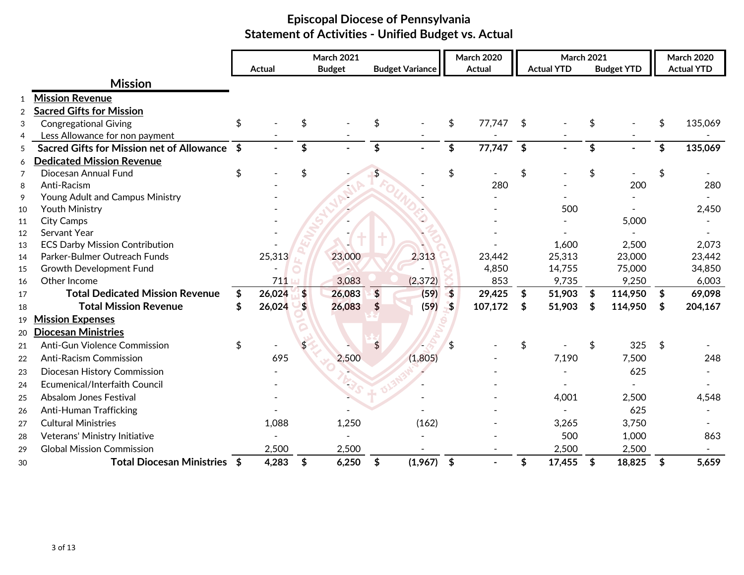# Episcopal Diocese of Pennsylvania
## Statement of Activities - Unified Budget vs. Actual

| | Mission | March 2021 Actual | March 2021 Budget | March 2021 Budget Variance | March 2020 Actual | March 2021 Actual YTD | March 2021 Budget YTD | March 2020 Actual YTD |
|---|---|---|---|---|---|---|---|---|
| 1 | **Mission Revenue** | | | | | | | |
| 2 | **Sacred Gifts for Mission** | | | | | | | |
| 3 | Congregational Giving | $ - | $ - | $ - | $ 77,747 | $ - | $ - | $ 135,069 |
| 4 | Less Allowance for non payment | - | - | - | - | - | - | - |
| 5 | **Sacred Gifts for Mission net of Allowance** | **$ -** | **$ -** | **$ -** | **$ 77,747** | **$ -** | **$ -** | **$ 135,069** |
| 6 | **Dedicated Mission Revenue** | | | | | | | |
| 7 | Diocesan Annual Fund | $ - | $ - | $ - | $ - | $ - | $ - | $ - |
| 8 | Anti-Racism | - | - | - | 280 | - | 200 | 280 |
| 9 | Young Adult and Campus Ministry | - | - | - | - | - | - | - |
| 10 | Youth Ministry | - | - | - | - | 500 | - | 2,450 |
| 11 | City Camps | - | - | - | - | - | 5,000 | - |
| 12 | Servant Year | - | - | - | - | - | - | - |
| 13 | ECS Darby Mission Contribution | - | - | - | - | 1,600 | 2,500 | 2,073 |
| 14 | Parker-Bulmer Outreach Funds | 25,313 | 23,000 | 2,313 | 23,442 | 25,313 | 23,000 | 23,442 |
| 15 | Growth Development Fund | - | - | - | 4,850 | 14,755 | 75,000 | 34,850 |
| 16 | Other Income | 711 | 3,083 | (2,372) | 853 | 9,735 | 9,250 | 6,003 |
| 17 | **Total Dedicated Mission Revenue** | **$ 26,024** | **$ 26,083** | **$ (59)** | **$ 29,425** | **$ 51,903** | **$ 114,950** | **$ 69,098** |
| 18 | **Total Mission Revenue** | **$ 26,024** | **$ 26,083** | **$ (59)** | **$ 107,172** | **$ 51,903** | **$ 114,950** | **$ 204,167** |
| 19 | **Mission Expenses** | | | | | | | |
| 20 | **Diocesan Ministries** | | | | | | | |
| 21 | Anti-Gun Violence Commission | $ - | $ - | $ - | $ - | $ - | $ 325 | $ - |
| 22 | Anti-Racism Commission | 695 | 2,500 | (1,805) | - | 7,190 | 7,500 | 248 |
| 23 | Diocesan History Commission | - | - | - | - | - | 625 | - |
| 24 | Ecumenical/Interfaith Council | - | - | - | - | - | - | - |
| 25 | Absalom Jones Festival | - | - | - | - | 4,001 | 2,500 | 4,548 |
| 26 | Anti-Human Trafficking | - | - | - | - | - | 625 | - |
| 27 | Cultural Ministries | 1,088 | 1,250 | (162) | - | 3,265 | 3,750 | - |
| 28 | Veterans' Ministry Initiative | - | - | - | - | 500 | 1,000 | 863 |
| 29 | Global Mission Commission | 2,500 | 2,500 | - | - | 2,500 | 2,500 | - |
| 30 | **Total Diocesan Ministries** | **$ 4,283** | **$ 6,250** | **$ (1,967)** | **$ -** | **$ 17,455** | **$ 18,825** | **$ 5,659** |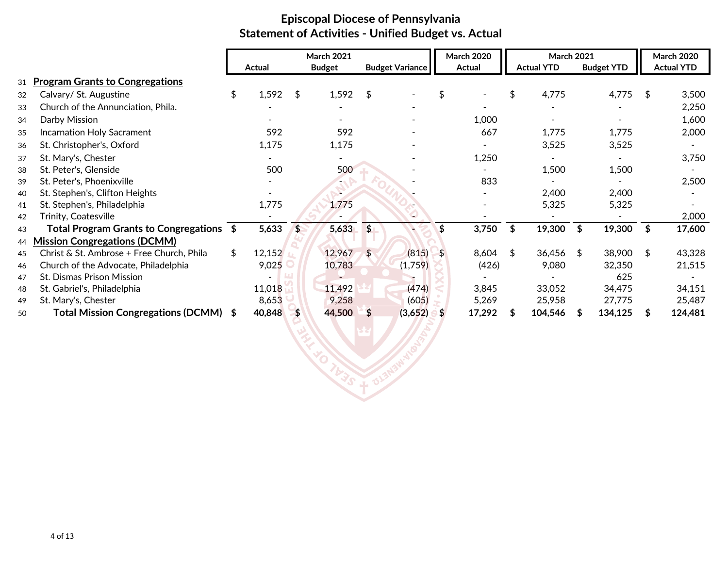# Episcopal Diocese of Pennsylvania

## Statement of Activities - Unified Budget vs. Actual

| | | March 2021 | | | March 2020 | March 2021 | | March 2020 |
|---|---|---|---|---|---|---|---|---|
| | | Actual | Budget | Budget Variance | Actual | Actual YTD | Budget YTD | Actual YTD |
| 31 | **Program Grants to Congregations** | | | | | | | |
| 32 | Calvary/ St. Augustine | $ 1,592 | $ 1,592 | $ - | $ - | $ 4,775 | 4,775 | $ 3,500 |
| 33 | Church of the Annunciation, Phila. | - | - | - | - | - | - | 2,250 |
| 34 | Darby Mission | - | - | - | 1,000 | - | - | 1,600 |
| 35 | Incarnation Holy Sacrament | 592 | 592 | - | 667 | 1,775 | 1,775 | 2,000 |
| 36 | St. Christopher's, Oxford | 1,175 | 1,175 | - | - | 3,525 | 3,525 | - |
| 37 | St. Mary's, Chester | - | - | - | 1,250 | - | - | 3,750 |
| 38 | St. Peter's, Glenside | 500 | 500 | - | - | 1,500 | 1,500 | - |
| 39 | St. Peter's, Phoenixville | - | - | - | 833 | - | - | 2,500 |
| 40 | St. Stephen's, Clifton Heights | - | - | - | - | 2,400 | 2,400 | - |
| 41 | St. Stephen's, Philadelphia | 1,775 | 1,775 | - | - | 5,325 | 5,325 | - |
| 42 | Trinity, Coatesville | - | - | - | - | - | - | 2,000 |
| 43 | **Total Program Grants to Congregations** | **$ 5,633** | **$ 5,633** | **$ -** | **$ 3,750** | **$ 19,300** | **$ 19,300** | **$ 17,600** |
| 44 | **Mission Congregations (DCMM)** | | | | | | | |
| 45 | Christ & St. Ambrose + Free Church, Phila | $ 12,152 | 12,967 | $ (815) | $ 8,604 | $ 36,456 | $ 38,900 | $ 43,328 |
| 46 | Church of the Advocate, Philadelphia | 9,025 | 10,783 | (1,759) | (426) | 9,080 | 32,350 | 21,515 |
| 47 | St. Dismas Prison Mission | - | - | - | - | - | 625 | - |
| 48 | St. Gabriel's, Philadelphia | 11,018 | 11,492 | (474) | 3,845 | 33,052 | 34,475 | 34,151 |
| 49 | St. Mary's, Chester | 8,653 | 9,258 | (605) | 5,269 | 25,958 | 27,775 | 25,487 |
| 50 | **Total Mission Congregations (DCMM)** | **$ 40,848** | **$ 44,500** | **$ (3,652)** | **$ 17,292** | **$ 104,546** | **$ 134,125** | **$ 124,481** |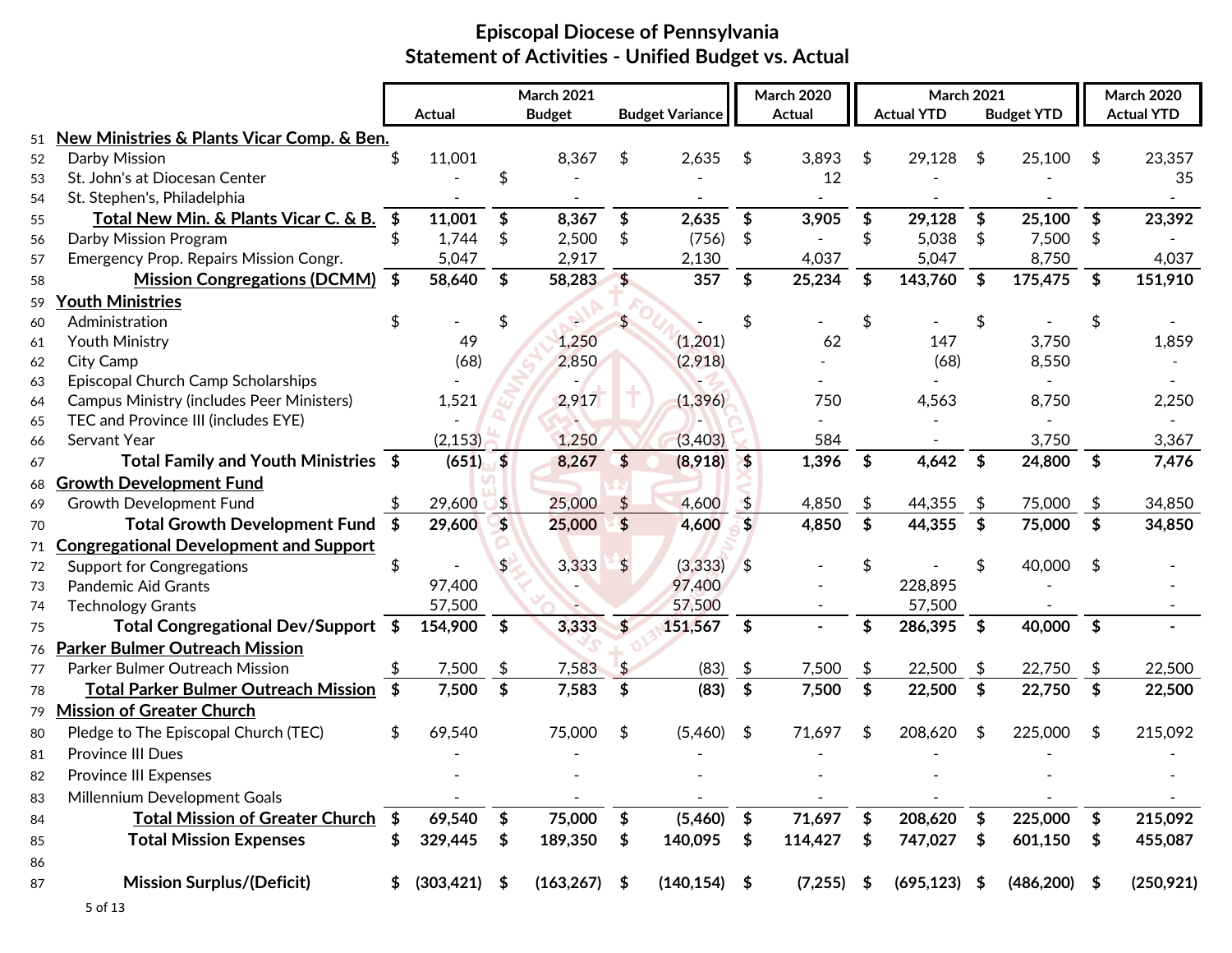# Episcopal Diocese of Pennsylvania
## Statement of Activities - Unified Budget vs. Actual

| # | | March 2021 Actual | March 2021 Budget | March 2021 Budget Variance | March 2020 Actual | March 2021 Actual YTD | March 2021 Budget YTD | March 2020 Actual YTD |
|---|---|---|---|---|---|---|---|---|
| 51 | **New Ministries & Plants Vicar Comp. & Ben.** | | | | | | | |
| 52 | Darby Mission | $ 11,001 | 8,367 | $ 2,635 | $ 3,893 | $ 29,128 | $ 25,100 | $ 23,357 |
| 53 | St. John's at Diocesan Center | - | $ - | - | 12 | - | - | 35 |
| 54 | St. Stephen's, Philadelphia | - | - | - | - | - | - | - |
| 55 | **Total New Min. & Plants Vicar C. & B.** | **$ 11,001** | **$ 8,367** | **$ 2,635** | **$ 3,905** | **$ 29,128** | **$ 25,100** | **$ 23,392** |
| 56 | Darby Mission Program | $ 1,744 | $ 2,500 | $ (756) | $ - | $ 5,038 | $ 7,500 | $ - |
| 57 | Emergency Prop. Repairs Mission Congr. | 5,047 | 2,917 | 2,130 | 4,037 | 5,047 | 8,750 | 4,037 |
| 58 | **Mission Congregations (DCMM)** | **$ 58,640** | **$ 58,283** | **$ 357** | **$ 25,234** | **$ 143,760** | **$ 175,475** | **$ 151,910** |
| 59 | **Youth Ministries** | | | | | | | |
| 60 | Administration | $ - | $ - | $ - | $ - | $ - | $ - | $ - |
| 61 | Youth Ministry | 49 | 1,250 | (1,201) | 62 | 147 | 3,750 | 1,859 |
| 62 | City Camp | (68) | 2,850 | (2,918) | - | (68) | 8,550 | - |
| 63 | Episcopal Church Camp Scholarships | - | - | - | - | - | - | - |
| 64 | Campus Ministry (includes Peer Ministers) | 1,521 | 2,917 | (1,396) | 750 | 4,563 | 8,750 | 2,250 |
| 65 | TEC and Province III (includes EYE) | - | - | - | - | - | - | - |
| 66 | Servant Year | (2,153) | 1,250 | (3,403) | 584 | - | 3,750 | 3,367 |
| 67 | **Total Family and Youth Ministries** | **$ (651)** | **$ 8,267** | **$ (8,918)** | **$ 1,396** | **$ 4,642** | **$ 24,800** | **$ 7,476** |
| 68 | **Growth Development Fund** | | | | | | | |
| 69 | Growth Development Fund | $ 29,600 | $ 25,000 | $ 4,600 | $ 4,850 | $ 44,355 | $ 75,000 | $ 34,850 |
| 70 | **Total Growth Development Fund** | **$ 29,600** | **$ 25,000** | **$ 4,600** | **$ 4,850** | **$ 44,355** | **$ 75,000** | **$ 34,850** |
| 71 | **Congregational Development and Support** | | | | | | | |
| 72 | Support for Congregations | $ - | $ 3,333 | $ (3,333) | $ - | $ - | $ 40,000 | $ - |
| 73 | Pandemic Aid Grants | 97,400 | - | 97,400 | - | 228,895 | - | - |
| 74 | Technology Grants | 57,500 | - | 57,500 | - | 57,500 | - | - |
| 75 | **Total Congregational Dev/Support** | **$ 154,900** | **$ 3,333** | **$ 151,567** | **$ -** | **$ 286,395** | **$ 40,000** | **$ -** |
| 76 | **Parker Bulmer Outreach Mission** | | | | | | | |
| 77 | Parker Bulmer Outreach Mission | $ 7,500 | $ 7,583 | $ (83) | $ 7,500 | $ 22,500 | $ 22,750 | $ 22,500 |
| 78 | **Total Parker Bulmer Outreach Mission** | **$ 7,500** | **$ 7,583** | **$ (83)** | **$ 7,500** | **$ 22,500** | **$ 22,750** | **$ 22,500** |
| 79 | **Mission of Greater Church** | | | | | | | |
| 80 | Pledge to The Episcopal Church (TEC) | $ 69,540 | 75,000 | $ (5,460) | $ 71,697 | $ 208,620 | $ 225,000 | $ 215,092 |
| 81 | Province III Dues | - | - | - | - | - | - | - |
| 82 | Province III Expenses | - | - | - | - | - | - | - |
| 83 | Millennium Development Goals | - | - | - | - | - | - | - |
| 84 | **Total Mission of Greater Church** | **$ 69,540** | **$ 75,000** | **$ (5,460)** | **$ 71,697** | **$ 208,620** | **$ 225,000** | **$ 215,092** |
| 85 | **Total Mission Expenses** | **$ 329,445** | **$ 189,350** | **$ 140,095** | **$ 114,427** | **$ 747,027** | **$ 601,150** | **$ 455,087** |
| 86 | | | | | | | | |
| 87 | **Mission Surplus/(Deficit)** | **$ (303,421)** | **$ (163,267)** | **$ (140,154)** | **$ (7,255)** | **$ (695,123)** | **$ (486,200)** | **$ (250,921)** |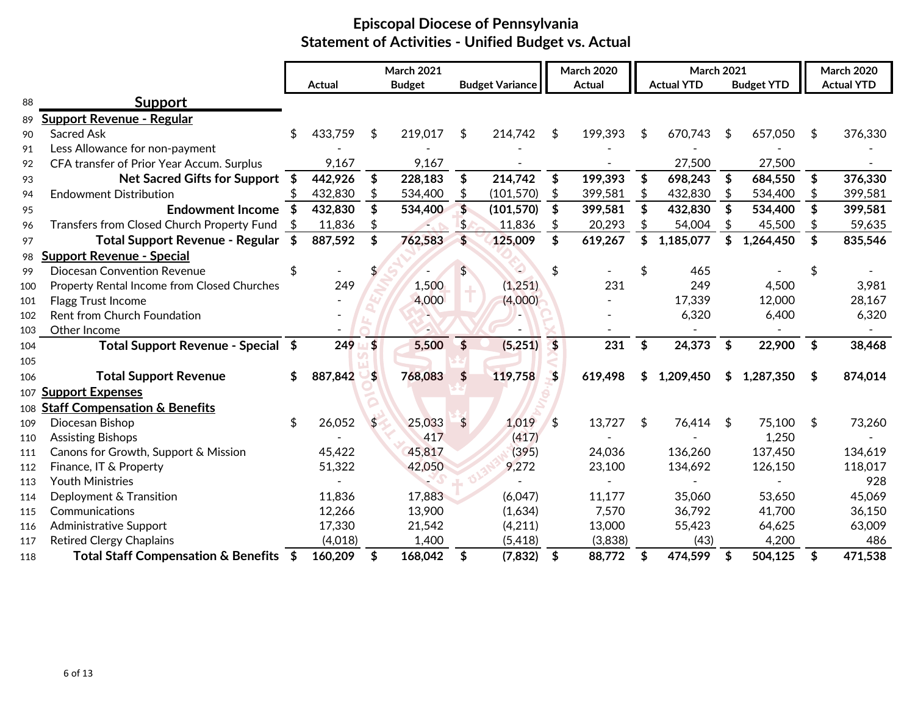# Episcopal Diocese of Pennsylvania

## Statement of Activities - Unified Budget vs. Actual

| | | March 2021 Actual | March 2021 Budget | March 2021 Budget Variance | March 2020 Actual | March 2021 Actual YTD | March 2021 Budget YTD | March 2020 Actual YTD |
|---|---|---|---|---|---|---|---|---|
| 88 | **Support** | | | | | | | |
| 89 | **Support Revenue - Regular** | | | | | | | |
| 90 | Sacred Ask | $ 433,759 | $ 219,017 | $ 214,742 | $ 199,393 | $ 670,743 | $ 657,050 | $ 376,330 |
| 91 | Less Allowance for non-payment | - | - | - | - | - | - | - |
| 92 | CFA transfer of Prior Year Accum. Surplus | 9,167 | 9,167 | - | - | 27,500 | 27,500 | - |
| 93 | **Net Sacred Gifts for Support** | **$ 442,926** | **$ 228,183** | **$ 214,742** | **$ 199,393** | **$ 698,243** | **$ 684,550** | **$ 376,330** |
| 94 | Endowment Distribution | $ 432,830 | $ 534,400 | $ (101,570) | $ 399,581 | $ 432,830 | $ 534,400 | $ 399,581 |
| 95 | **Endowment Income** | **$ 432,830** | **$ 534,400** | **$ (101,570)** | **$ 399,581** | **$ 432,830** | **$ 534,400** | **$ 399,581** |
| 96 | Transfers from Closed Church Property Fund | $ 11,836 | $ - | $ 11,836 | $ 20,293 | $ 54,004 | $ 45,500 | $ 59,635 |
| 97 | **Total Support Revenue - Regular** | **$ 887,592** | **$ 762,583** | **$ 125,009** | **$ 619,267** | **$ 1,185,077** | **$ 1,264,450** | **$ 835,546** |
| 98 | **Support Revenue - Special** | | | | | | | |
| 99 | Diocesan Convention Revenue | $ - | $ - | $ - | $ - | $ 465 | - | $ - |
| 100 | Property Rental Income from Closed Churches | 249 | 1,500 | (1,251) | 231 | 249 | 4,500 | 3,981 |
| 101 | Flagg Trust Income | - | 4,000 | (4,000) | - | 17,339 | 12,000 | 28,167 |
| 102 | Rent from Church Foundation | - | - | - | - | 6,320 | 6,400 | 6,320 |
| 103 | Other Income | - | - | - | - | - | - | - |
| 104 | **Total Support Revenue - Special** | **$ 249** | **$ 5,500** | **$ (5,251)** | **$ 231** | **$ 24,373** | **$ 22,900** | **$ 38,468** |
| 105 | | | | | | | | |
| 106 | **Total Support Revenue** | **$ 887,842** | **$ 768,083** | **$ 119,758** | **$ 619,498** | **$ 1,209,450** | **$ 1,287,350** | **$ 874,014** |
| 107 | **Support Expenses** | | | | | | | |
| 108 | **Staff Compensation & Benefits** | | | | | | | |
| 109 | Diocesan Bishop | $ 26,052 | $ 25,033 | $ 1,019 | $ 13,727 | $ 76,414 | $ 75,100 | $ 73,260 |
| 110 | Assisting Bishops | - | 417 | (417) | - | - | 1,250 | - |
| 111 | Canons for Growth, Support & Mission | 45,422 | 45,817 | (395) | 24,036 | 136,260 | 137,450 | 134,619 |
| 112 | Finance, IT & Property | 51,322 | 42,050 | 9,272 | 23,100 | 134,692 | 126,150 | 118,017 |
| 113 | Youth Ministries | - | - | - | - | - | - | 928 |
| 114 | Deployment & Transition | 11,836 | 17,883 | (6,047) | 11,177 | 35,060 | 53,650 | 45,069 |
| 115 | Communications | 12,266 | 13,900 | (1,634) | 7,570 | 36,792 | 41,700 | 36,150 |
| 116 | Administrative Support | 17,330 | 21,542 | (4,211) | 13,000 | 55,423 | 64,625 | 63,009 |
| 117 | Retired Clergy Chaplains | (4,018) | 1,400 | (5,418) | (3,838) | (43) | 4,200 | 486 |
| 118 | **Total Staff Compensation & Benefits** | **$ 160,209** | **$ 168,042** | **$ (7,832)** | **$ 88,772** | **$ 474,599** | **$ 504,125** | **$ 471,538** |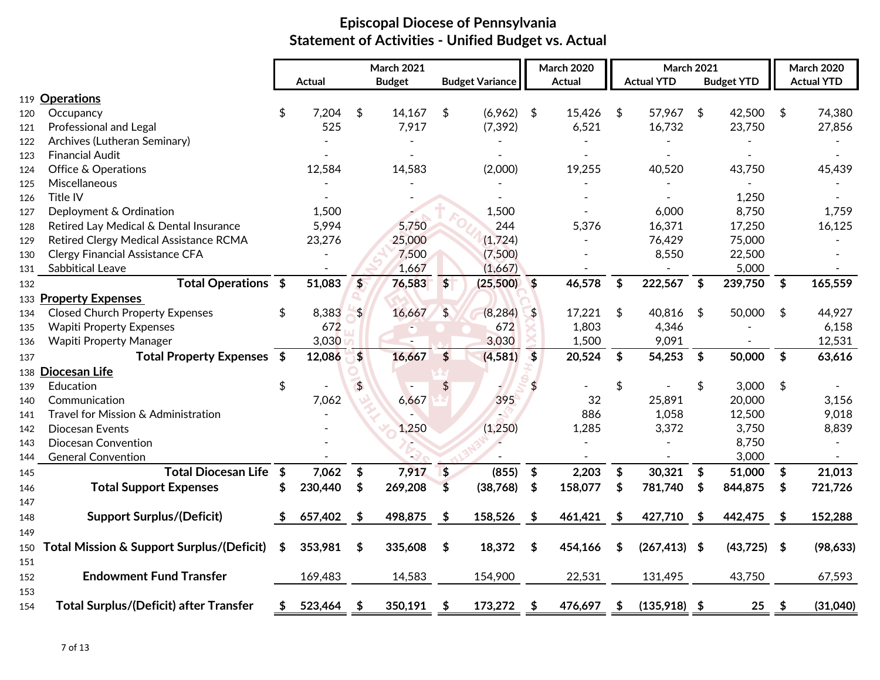# Episcopal Diocese of Pennsylvania
## Statement of Activities - Unified Budget vs. Actual

| # | | March 2021 Actual | March 2021 Budget | March 2021 Budget Variance | March 2020 Actual | March 2021 Actual YTD | March 2021 Budget YTD | March 2020 Actual YTD |
|---|---|---|---|---|---|---|---|---|
| 119 | **Operations** | | | | | | | |
| 120 | Occupancy | $ 7,204 | $ 14,167 | $ (6,962) | $ 15,426 | $ 57,967 | $ 42,500 | $ 74,380 |
| 121 | Professional and Legal | 525 | 7,917 | (7,392) | 6,521 | 16,732 | 23,750 | 27,856 |
| 122 | Archives (Lutheran Seminary) | - | - | - | - | - | - | - |
| 123 | Financial Audit | - | - | - | - | - | - | - |
| 124 | Office & Operations | 12,584 | 14,583 | (2,000) | 19,255 | 40,520 | 43,750 | 45,439 |
| 125 | Miscellaneous | - | - | - | - | - | - | - |
| 126 | Title IV | - | - | - | - | - | 1,250 | - |
| 127 | Deployment & Ordination | 1,500 | - | 1,500 | - | 6,000 | 8,750 | 1,759 |
| 128 | Retired Lay Medical & Dental Insurance | 5,994 | 5,750 | 244 | 5,376 | 16,371 | 17,250 | 16,125 |
| 129 | Retired Clergy Medical Assistance RCMA | 23,276 | 25,000 | (1,724) | - | 76,429 | 75,000 | - |
| 130 | Clergy Financial Assistance CFA | - | 7,500 | (7,500) | - | 8,550 | 22,500 | - |
| 131 | Sabbitical Leave | - | 1,667 | (1,667) | - | - | 5,000 | - |
| 132 | **Total Operations** | **$ 51,083** | **$ 76,583** | **$ (25,500)** | **$ 46,578** | **$ 222,567** | **$ 239,750** | **$ 165,559** |
| 133 | **Property Expenses** | | | | | | | |
| 134 | Closed Church Property Expenses | $ 8,383 | $ 16,667 | $ (8,284) | $ 17,221 | $ 40,816 | $ 50,000 | $ 44,927 |
| 135 | Wapiti Property Expenses | 672 | - | 672 | 1,803 | 4,346 | - | 6,158 |
| 136 | Wapiti Property Manager | 3,030 | - | 3,030 | 1,500 | 9,091 | - | 12,531 |
| 137 | **Total Property Expenses** | **$ 12,086** | **$ 16,667** | **$ (4,581)** | **$ 20,524** | **$ 54,253** | **$ 50,000** | **$ 63,616** |
| 138 | **Diocesan Life** | | | | | | | |
| 139 | Education | $ - | $ - | $ - | $ - | $ - | $ 3,000 | $ - |
| 140 | Communication | 7,062 | 6,667 | 395 | 32 | 25,891 | 20,000 | 3,156 |
| 141 | Travel for Mission & Administration | - | - | - | 886 | 1,058 | 12,500 | 9,018 |
| 142 | Diocesan Events | - | 1,250 | (1,250) | 1,285 | 3,372 | 3,750 | 8,839 |
| 143 | Diocesan Convention | - | - | - | - | - | 8,750 | - |
| 144 | General Convention | - | - | - | - | - | 3,000 | - |
| 145 | **Total Diocesan Life** | **$ 7,062** | **$ 7,917** | **$ (855)** | **$ 2,203** | **$ 30,321** | **$ 51,000** | **$ 21,013** |
| 146 | **Total Support Expenses** | **$ 230,440** | **$ 269,208** | **$ (38,768)** | **$ 158,077** | **$ 781,740** | **$ 844,875** | **$ 721,726** |
| 147 | | | | | | | | |
| 148 | **Support Surplus/(Deficit)** | **$ 657,402** | **$ 498,875** | **$ 158,526** | **$ 461,421** | **$ 427,710** | **$ 442,475** | **$ 152,288** |
| 149 | | | | | | | | |
| 150 | **Total Mission & Support Surplus/(Deficit)** | **$ 353,981** | **$ 335,608** | **$ 18,372** | **$ 454,166** | **$ (267,413)** | **$ (43,725)** | **$ (98,633)** |
| 151 | | | | | | | | |
| 152 | **Endowment Fund Transfer** | 169,483 | 14,583 | 154,900 | 22,531 | 131,495 | 43,750 | 67,593 |
| 153 | | | | | | | | |
| 154 | **Total Surplus/(Deficit) after Transfer** | **$ 523,464** | **$ 350,191** | **$ 173,272** | **$ 476,697** | **$ (135,918)** | **$ 25** | **$ (31,040)** |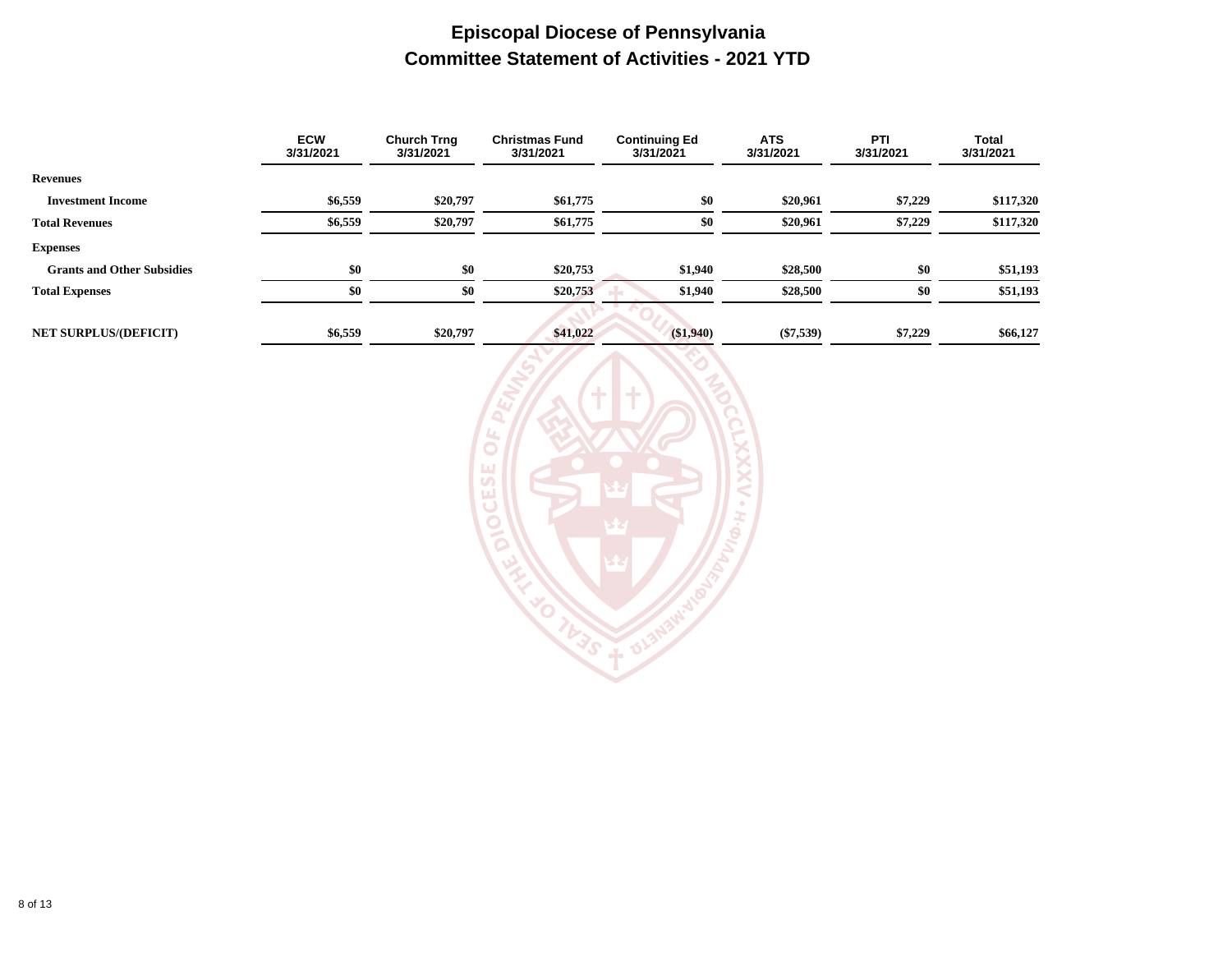# Episcopal Diocese of Pennsylvania
## Committee Statement of Activities - 2021 YTD

| | ECW 3/31/2021 | Church Trng 3/31/2021 | Christmas Fund 3/31/2021 | Continuing Ed 3/31/2021 | ATS 3/31/2021 | PTI 3/31/2021 | Total 3/31/2021 |
|---|---|---|---|---|---|---|---|
| **Revenues** | | | | | | | |
| **Investment Income** | $6,559 | $20,797 | $61,775 | $0 | $20,961 | $7,229 | $117,320 |
| **Total Revenues** | $6,559 | $20,797 | $61,775 | $0 | $20,961 | $7,229 | $117,320 |
| **Expenses** | | | | | | | |
| **Grants and Other Subsidies** | $0 | $0 | $20,753 | $1,940 | $28,500 | $0 | $51,193 |
| **Total Expenses** | $0 | $0 | $20,753 | $1,940 | $28,500 | $0 | $51,193 |
| **NET SURPLUS/(DEFICIT)** | $6,559 | $20,797 | $41,022 | ($1,940) | ($7,539) | $7,229 | $66,127 |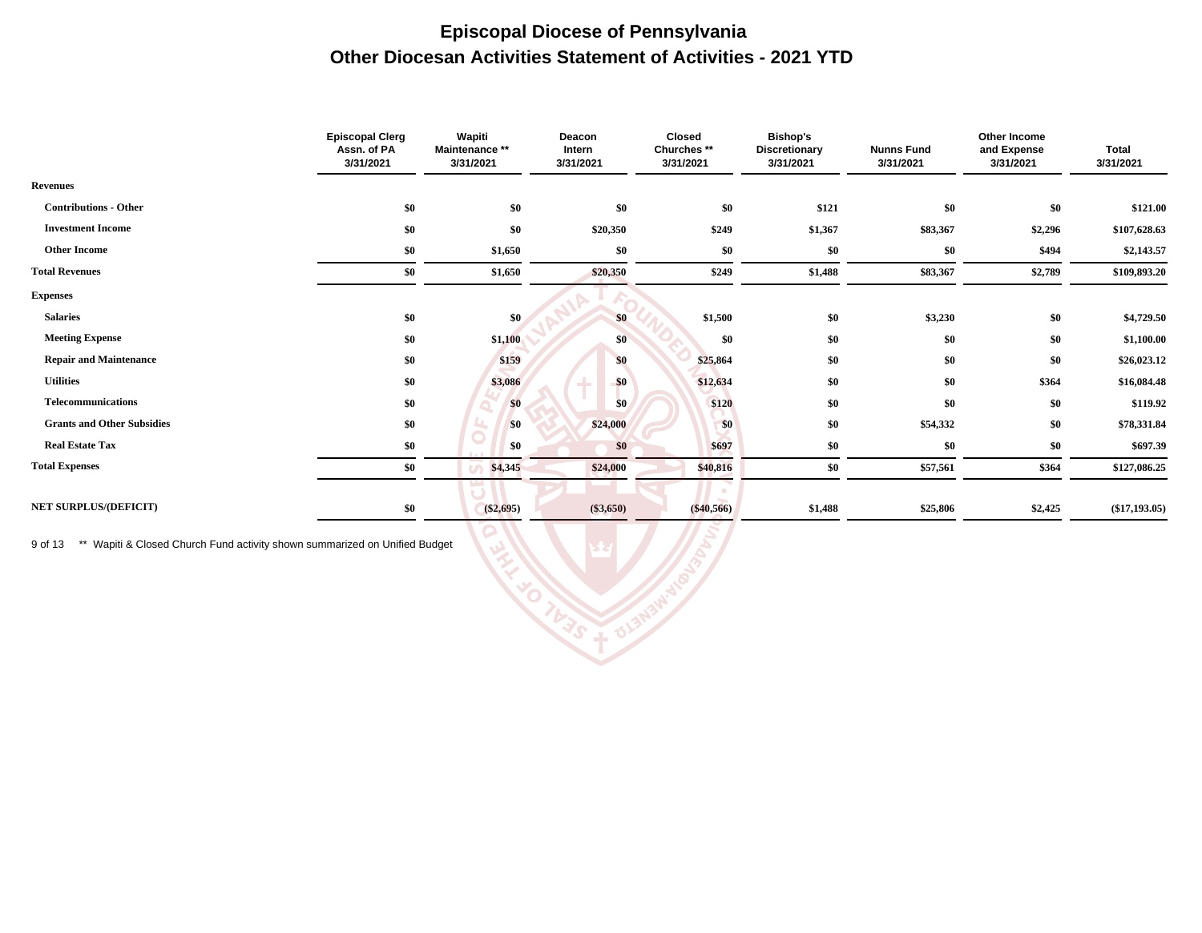# Episcopal Diocese of Pennsylvania

## Other Diocesan Activities Statement of Activities - 2021 YTD

| | Episcopal Clerg Assn. of PA 3/31/2021 | Wapiti Maintenance ** 3/31/2021 | Deacon Intern 3/31/2021 | Closed Churches ** 3/31/2021 | Bishop's Discretionary 3/31/2021 | Nunns Fund 3/31/2021 | Other Income and Expense 3/31/2021 | Total 3/31/2021 |
|---|---|---|---|---|---|---|---|---|
| **Revenues** | | | | | | | | |
| **Contributions - Other** | $0 | $0 | $0 | $0 | $121 | $0 | $0 | $121.00 |
| **Investment Income** | $0 | $0 | $20,350 | $249 | $1,367 | $83,367 | $2,296 | $107,628.63 |
| **Other Income** | $0 | $1,650 | $0 | $0 | $0 | $0 | $494 | $2,143.57 |
| **Total Revenues** | $0 | $1,650 | $20,350 | $249 | $1,488 | $83,367 | $2,789 | $109,893.20 |
| **Expenses** | | | | | | | | |
| **Salaries** | $0 | $0 | $0 | $1,500 | $0 | $3,230 | $0 | $4,729.50 |
| **Meeting Expense** | $0 | $1,100 | $0 | $0 | $0 | $0 | $0 | $1,100.00 |
| **Repair and Maintenance** | $0 | $159 | $0 | $25,864 | $0 | $0 | $0 | $26,023.12 |
| **Utilities** | $0 | $3,086 | $0 | $12,634 | $0 | $0 | $364 | $16,084.48 |
| **Telecommunications** | $0 | $0 | $0 | $120 | $0 | $0 | $0 | $119.92 |
| **Grants and Other Subsidies** | $0 | $0 | $24,000 | $0 | $0 | $54,332 | $0 | $78,331.84 |
| **Real Estate Tax** | $0 | $0 | $0 | $697 | $0 | $0 | $0 | $697.39 |
| **Total Expenses** | $0 | $4,345 | $24,000 | $40,816 | $0 | $57,561 | $364 | $127,086.25 |
| **NET SURPLUS/(DEFICIT)** | $0 | ($2,695) | ($3,650) | ($40,566) | $1,488 | $25,806 | $2,425 | ($17,193.05) |

** Wapiti & Closed Church Fund activity shown summarized on Unified Budget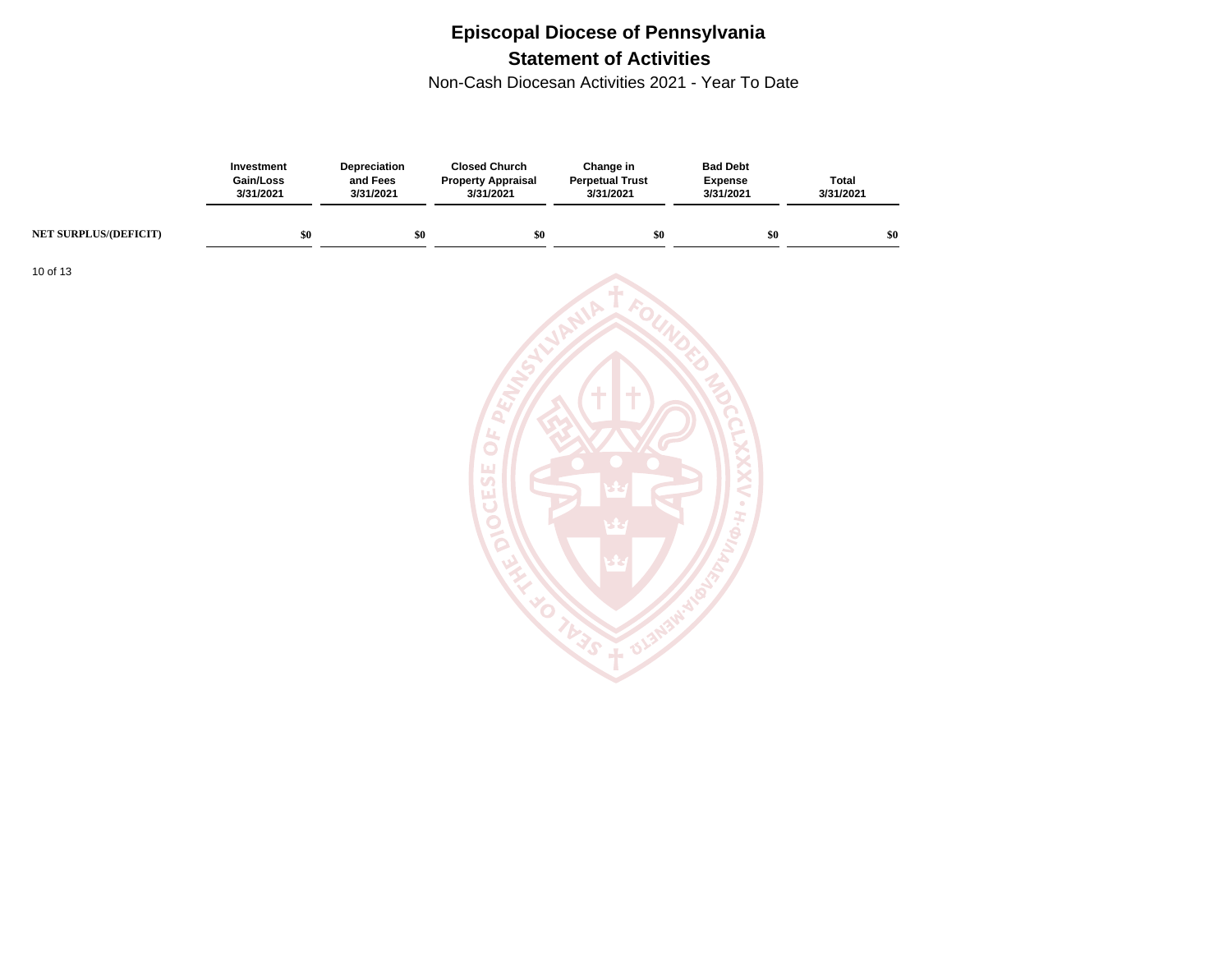# Episcopal Diocese of Pennsylvania

## Statement of Activities

Non-Cash Diocesan Activities 2021 - Year To Date

| | Investment Gain/Loss 3/31/2021 | Depreciation and Fees 3/31/2021 | Closed Church Property Appraisal 3/31/2021 | Change in Perpetual Trust 3/31/2021 | Bad Debt Expense 3/31/2021 | Total 3/31/2021 |
|---|---|---|---|---|---|---|
| **NET SURPLUS/(DEFICIT)** | **$0** | **$0** | **$0** | **$0** | **$0** | **$0** |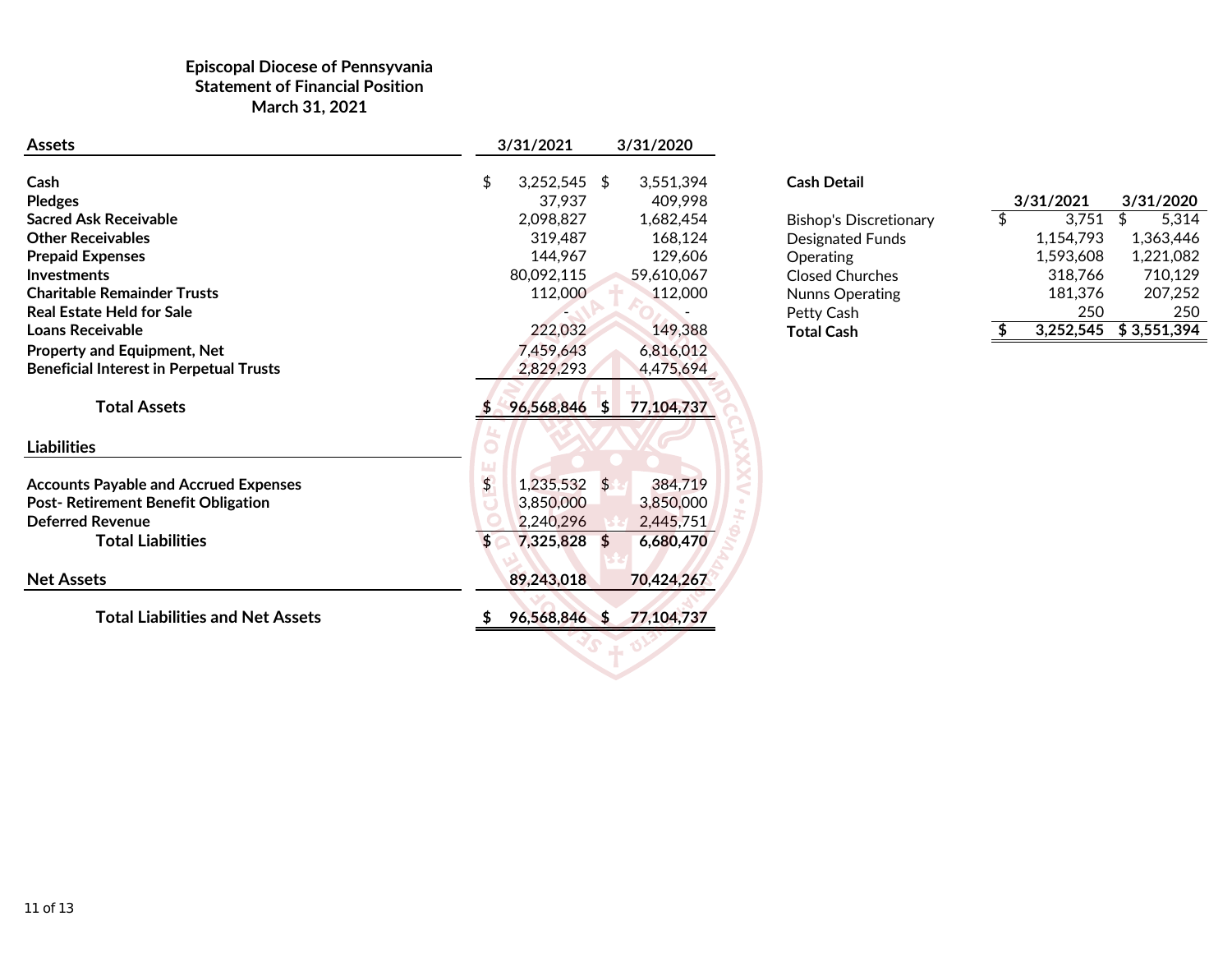**Episcopal Diocese of Pennsyvania**
**Statement of Financial Position**
**March 31, 2021**

| **Assets** | **3/31/2021** | **3/31/2020** |
|---|---|---|
| **Cash** | $ 3,252,545 | $ 3,551,394 |
| **Pledges** | 37,937 | 409,998 |
| **Sacred Ask Receivable** | 2,098,827 | 1,682,454 |
| **Other Receivables** | 319,487 | 168,124 |
| **Prepaid Expenses** | 144,967 | 129,606 |
| **Investments** | 80,092,115 | 59,610,067 |
| **Charitable Remainder Trusts** | 112,000 | 112,000 |
| **Real Estate Held for Sale** | - | - |
| **Loans Receivable** | 222,032 | 149,388 |
| **Property and Equipment, Net** | 7,459,643 | 6,816,012 |
| **Beneficial Interest in Perpetual Trusts** | 2,829,293 | 4,475,694 |
| **Total Assets** | **$ 96,568,846** | **$ 77,104,737** |
| **Liabilities** | | |
| **Accounts Payable and Accrued Expenses** | $ 1,235,532 | $ 384,719 |
| **Post- Retirement Benefit Obligation** | 3,850,000 | 3,850,000 |
| **Deferred Revenue** | 2,240,296 | 2,445,751 |
| **Total Liabilities** | **$ 7,325,828** | **$ 6,680,470** |
| **Net Assets** | **89,243,018** | **70,424,267** |
| **Total Liabilities and Net Assets** | **$ 96,568,846** | **$ 77,104,737** |

**Cash Detail**

| | **3/31/2021** | **3/31/2020** |
|---|---|---|
| Bishop's Discretionary | $ 3,751 | $ 5,314 |
| Designated Funds | 1,154,793 | 1,363,446 |
| Operating | 1,593,608 | 1,221,082 |
| Closed Churches | 318,766 | 710,129 |
| Nunns Operating | 181,376 | 207,252 |
| Petty Cash | 250 | 250 |
| **Total Cash** | **$ 3,252,545** | **$ 3,551,394** |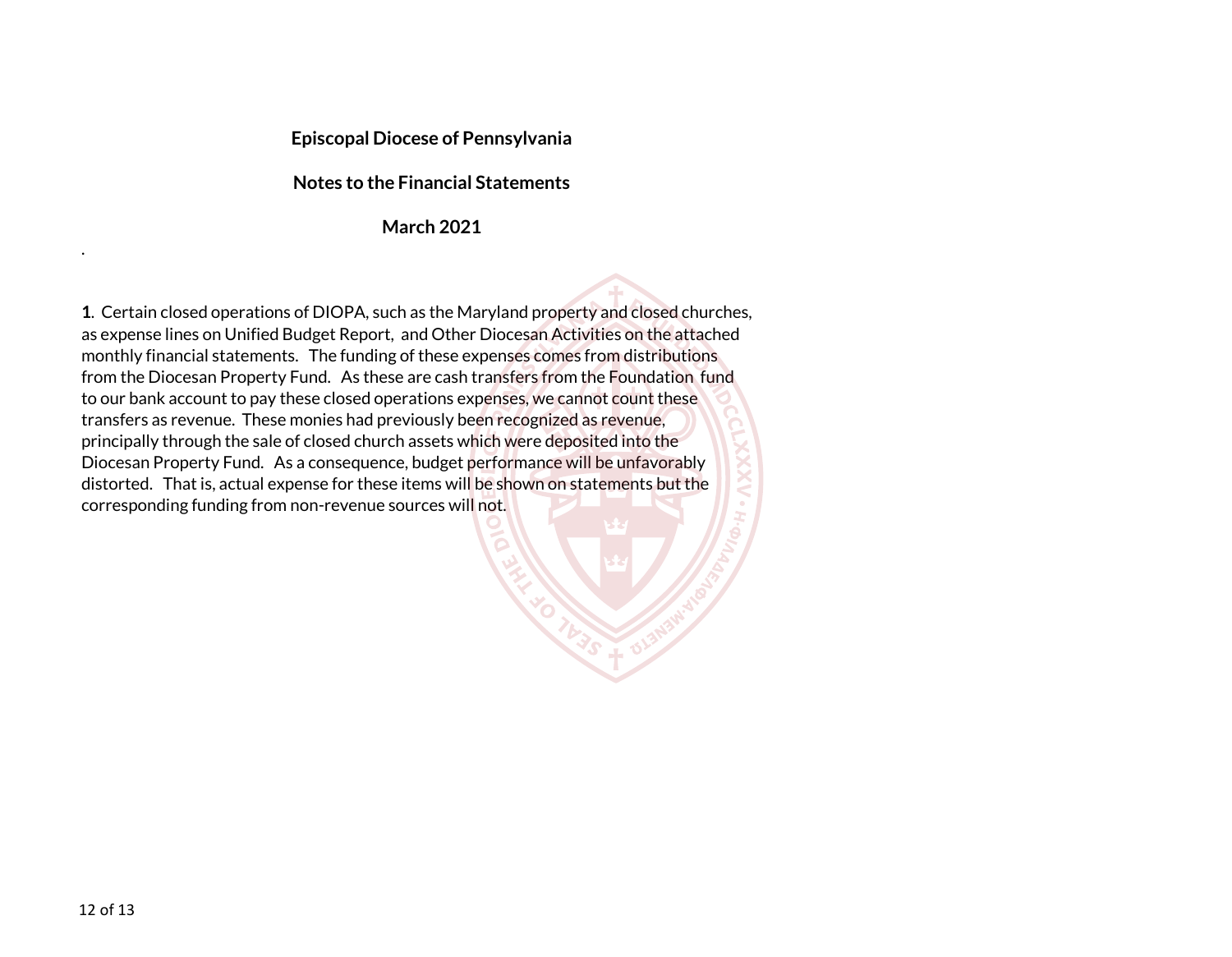**Episcopal Diocese of Pennsylvania**

**Notes to the Financial Statements**

**March 2021**

.

**1**. Certain closed operations of DIOPA, such as the Maryland property and closed churches, as expense lines on Unified Budget Report, and Other Diocesan Activities on the attached monthly financial statements. The funding of these expenses comes from distributions from the Diocesan Property Fund. As these are cash transfers from the Foundation fund to our bank account to pay these closed operations expenses, we cannot count these transfers as revenue. These monies had previously been recognized as revenue, principally through the sale of closed church assets which were deposited into the Diocesan Property Fund. As a consequence, budget performance will be unfavorably distorted. That is, actual expense for these items will be shown on statements but the corresponding funding from non-revenue sources will not.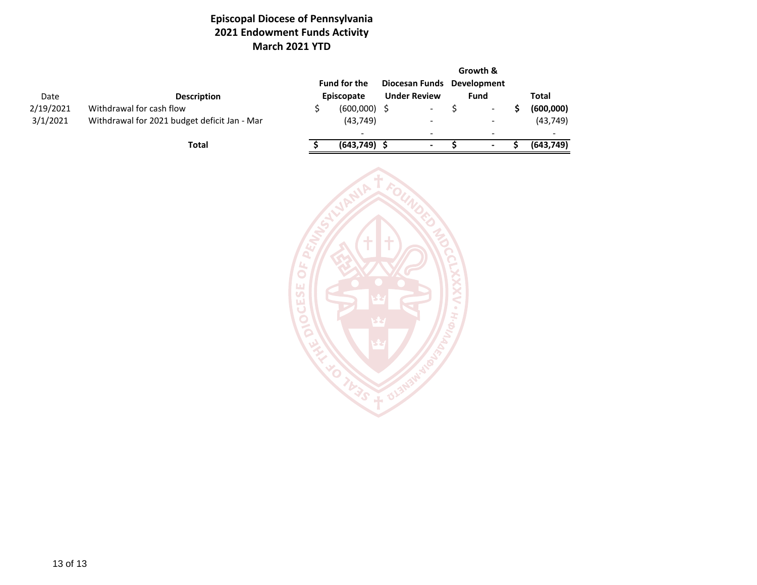# Episcopal Diocese of Pennsylvania
## 2021 Endowment Funds Activity
## March 2021 YTD

| Date | Description | Fund for the Episcopate | Diocesan Funds Under Review | Growth & Development Fund | Total |
|---|---|---|---|---|---|
| 2/19/2021 | Withdrawal for cash flow | $ (600,000) | $ - | $ - | **$ (600,000)** |
| 3/1/2021 | Withdrawal for 2021 budget deficit Jan - Mar | (43,749) | - | - | (43,749) |
| | | - | - | - | - |
| | **Total** | **$ (643,749)** | **$ -** | **$ -** | **$ (643,749)** |